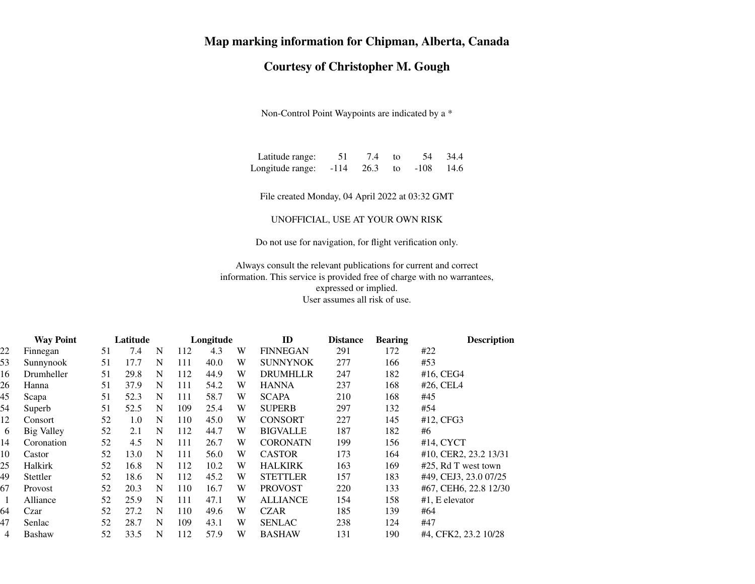# Map marking information for Chipman, Alberta, Canada

## Courtesy of Christopher M. Gough

Non-Control Point Waypoints are indicated by a *

| | | | | | |
|---|---|---|---|---|---|
| Latitude range: | 51 | 7.4 | to | 54 | 34.4 |
| Longitude range: | -114 | 26.3 | to | -108 | 14.6 |

File created Monday, 04 April 2022 at 03:32 GMT

UNOFFICIAL, USE AT YOUR OWN RISK

Do not use for navigation, for flight verification only.

Always consult the relevant publications for current and correct information. This service is provided free of charge with no warrantees, expressed or implied.
User assumes all risk of use.

| | Way Point | Latitude | | | Longitude | | | ID | Distance | Bearing | Description |
|---|---|---|---|---|---|---|---|---|---|---|---|
| 22 | Finnegan | 51 | 7.4 | N | 112 | 4.3 | W | FINNEGAN | 291 | 172 | #22 |
| 53 | Sunnynook | 51 | 17.7 | N | 111 | 40.0 | W | SUNNYNOK | 277 | 166 | #53 |
| 16 | Drumheller | 51 | 29.8 | N | 112 | 44.9 | W | DRUMHLLR | 247 | 182 | #16, CEG4 |
| 26 | Hanna | 51 | 37.9 | N | 111 | 54.2 | W | HANNA | 237 | 168 | #26, CEL4 |
| 45 | Scapa | 51 | 52.3 | N | 111 | 58.7 | W | SCAPA | 210 | 168 | #45 |
| 54 | Superb | 51 | 52.5 | N | 109 | 25.4 | W | SUPERB | 297 | 132 | #54 |
| 12 | Consort | 52 | 1.0 | N | 110 | 45.0 | W | CONSORT | 227 | 145 | #12, CFG3 |
| 6 | Big Valley | 52 | 2.1 | N | 112 | 44.7 | W | BIGVALLE | 187 | 182 | #6 |
| 14 | Coronation | 52 | 4.5 | N | 111 | 26.7 | W | CORONATN | 199 | 156 | #14, CYCT |
| 10 | Castor | 52 | 13.0 | N | 111 | 56.0 | W | CASTOR | 173 | 164 | #10, CER2, 23.2 13/31 |
| 25 | Halkirk | 52 | 16.8 | N | 112 | 10.2 | W | HALKIRK | 163 | 169 | #25, Rd T west town |
| 49 | Stettler | 52 | 18.6 | N | 112 | 45.2 | W | STETTLER | 157 | 183 | #49, CEJ3, 23.0 07/25 |
| 67 | Provost | 52 | 20.3 | N | 110 | 16.7 | W | PROVOST | 220 | 133 | #67, CEH6, 22.8 12/30 |
| 1 | Alliance | 52 | 25.9 | N | 111 | 47.1 | W | ALLIANCE | 154 | 158 | #1, E elevator |
| 64 | Czar | 52 | 27.2 | N | 110 | 49.6 | W | CZAR | 185 | 139 | #64 |
| 47 | Senlac | 52 | 28.7 | N | 109 | 43.1 | W | SENLAC | 238 | 124 | #47 |
| 4 | Bashaw | 52 | 33.5 | N | 112 | 57.9 | W | BASHAW | 131 | 190 | #4, CFK2, 23.2 10/28 |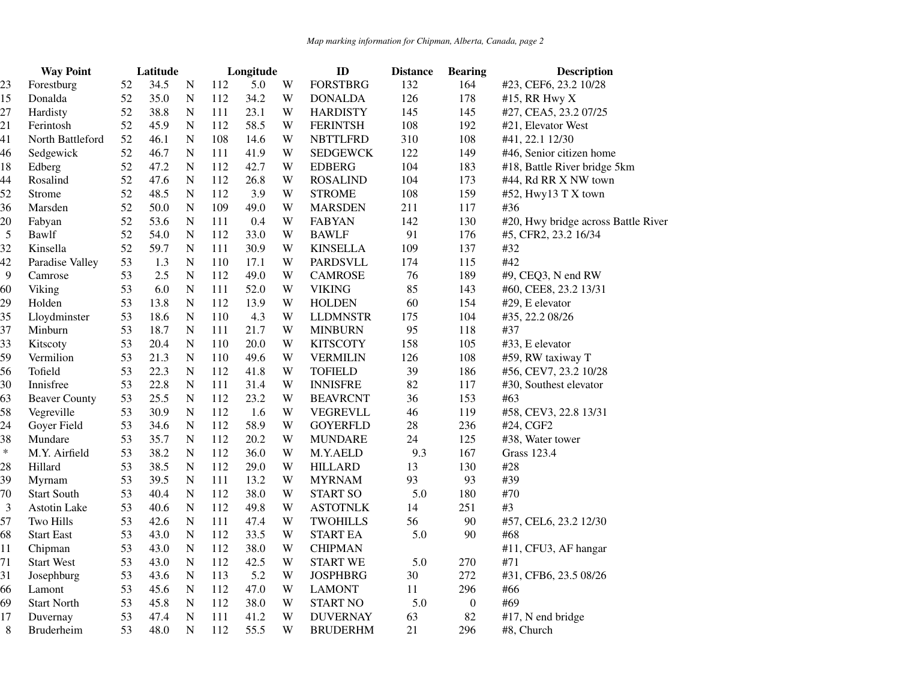| | Way Point | Latitude | | | Longitude | | | ID | Distance | Bearing | Description |
|---|---|---|---|---|---|---|---|---|---|---|---|
| 23 | Forestburg | 52 | 34.5 | N | 112 | 5.0 | W | FORSTBRG | 132 | 164 | #23, CEF6, 23.2 10/28 |
| 15 | Donalda | 52 | 35.0 | N | 112 | 34.2 | W | DONALDA | 126 | 178 | #15, RR Hwy X |
| 27 | Hardisty | 52 | 38.8 | N | 111 | 23.1 | W | HARDISTY | 145 | 145 | #27, CEA5, 23.2 07/25 |
| 21 | Ferintosh | 52 | 45.9 | N | 112 | 58.5 | W | FERINTSH | 108 | 192 | #21, Elevator West |
| 41 | North Battleford | 52 | 46.1 | N | 108 | 14.6 | W | NBTTLFRD | 310 | 108 | #41, 22.1 12/30 |
| 46 | Sedgewick | 52 | 46.7 | N | 111 | 41.9 | W | SEDGEWCK | 122 | 149 | #46, Senior citizen home |
| 18 | Edberg | 52 | 47.2 | N | 112 | 42.7 | W | EDBERG | 104 | 183 | #18, Battle River bridge 5km |
| 44 | Rosalind | 52 | 47.6 | N | 112 | 26.8 | W | ROSALIND | 104 | 173 | #44, Rd RR X NW town |
| 52 | Strome | 52 | 48.5 | N | 112 | 3.9 | W | STROME | 108 | 159 | #52, Hwy13 T X town |
| 36 | Marsden | 52 | 50.0 | N | 109 | 49.0 | W | MARSDEN | 211 | 117 | #36 |
| 20 | Fabyan | 52 | 53.6 | N | 111 | 0.4 | W | FABYAN | 142 | 130 | #20, Hwy bridge across Battle River |
| 5 | Bawlf | 52 | 54.0 | N | 112 | 33.0 | W | BAWLF | 91 | 176 | #5, CFR2, 23.2 16/34 |
| 32 | Kinsella | 52 | 59.7 | N | 111 | 30.9 | W | KINSELLA | 109 | 137 | #32 |
| 42 | Paradise Valley | 53 | 1.3 | N | 110 | 17.1 | W | PARDSVLL | 174 | 115 | #42 |
| 9 | Camrose | 53 | 2.5 | N | 112 | 49.0 | W | CAMROSE | 76 | 189 | #9, CEQ3, N end RW |
| 60 | Viking | 53 | 6.0 | N | 111 | 52.0 | W | VIKING | 85 | 143 | #60, CEE8, 23.2 13/31 |
| 29 | Holden | 53 | 13.8 | N | 112 | 13.9 | W | HOLDEN | 60 | 154 | #29, E elevator |
| 35 | Lloydminster | 53 | 18.6 | N | 110 | 4.3 | W | LLDMNSTR | 175 | 104 | #35, 22.2 08/26 |
| 37 | Minburn | 53 | 18.7 | N | 111 | 21.7 | W | MINBURN | 95 | 118 | #37 |
| 33 | Kitscoty | 53 | 20.4 | N | 110 | 20.0 | W | KITSCOTY | 158 | 105 | #33, E elevator |
| 59 | Vermilion | 53 | 21.3 | N | 110 | 49.6 | W | VERMILIN | 126 | 108 | #59, RW taxiway T |
| 56 | Tofield | 53 | 22.3 | N | 112 | 41.8 | W | TOFIELD | 39 | 186 | #56, CEV7, 23.2 10/28 |
| 30 | Innisfree | 53 | 22.8 | N | 111 | 31.4 | W | INNISFRE | 82 | 117 | #30, Southest elevator |
| 63 | Beaver County | 53 | 25.5 | N | 112 | 23.2 | W | BEAVRCNT | 36 | 153 | #63 |
| 58 | Vegreville | 53 | 30.9 | N | 112 | 1.6 | W | VEGREVLL | 46 | 119 | #58, CEV3, 22.8 13/31 |
| 24 | Goyer Field | 53 | 34.6 | N | 112 | 58.9 | W | GOYERFLD | 28 | 236 | #24, CGF2 |
| 38 | Mundare | 53 | 35.7 | N | 112 | 20.2 | W | MUNDARE | 24 | 125 | #38, Water tower |
| * | M.Y. Airfield | 53 | 38.2 | N | 112 | 36.0 | W | M.Y.AELD | 9.3 | 167 | Grass 123.4 |
| 28 | Hillard | 53 | 38.5 | N | 112 | 29.0 | W | HILLARD | 13 | 130 | #28 |
| 39 | Myrnam | 53 | 39.5 | N | 111 | 13.2 | W | MYRNAM | 93 | 93 | #39 |
| 70 | Start South | 53 | 40.4 | N | 112 | 38.0 | W | START SO | 5.0 | 180 | #70 |
| 3 | Astotin Lake | 53 | 40.6 | N | 112 | 49.8 | W | ASTOTNLK | 14 | 251 | #3 |
| 57 | Two Hills | 53 | 42.6 | N | 111 | 47.4 | W | TWOHILLS | 56 | 90 | #57, CEL6, 23.2 12/30 |
| 68 | Start East | 53 | 43.0 | N | 112 | 33.5 | W | START EA | 5.0 | 90 | #68 |
| 11 | Chipman | 53 | 43.0 | N | 112 | 38.0 | W | CHIPMAN | | | #11, CFU3, AF hangar |
| 71 | Start West | 53 | 43.0 | N | 112 | 42.5 | W | START WE | 5.0 | 270 | #71 |
| 31 | Josephburg | 53 | 43.6 | N | 113 | 5.2 | W | JOSPHBRG | 30 | 272 | #31, CFB6, 23.5 08/26 |
| 66 | Lamont | 53 | 45.6 | N | 112 | 47.0 | W | LAMONT | 11 | 296 | #66 |
| 69 | Start North | 53 | 45.8 | N | 112 | 38.0 | W | START NO | 5.0 | 0 | #69 |
| 17 | Duvernay | 53 | 47.4 | N | 111 | 41.2 | W | DUVERNAY | 63 | 82 | #17, N end bridge |
| 8 | Bruderheim | 53 | 48.0 | N | 112 | 55.5 | W | BRUDERHM | 21 | 296 | #8, Church |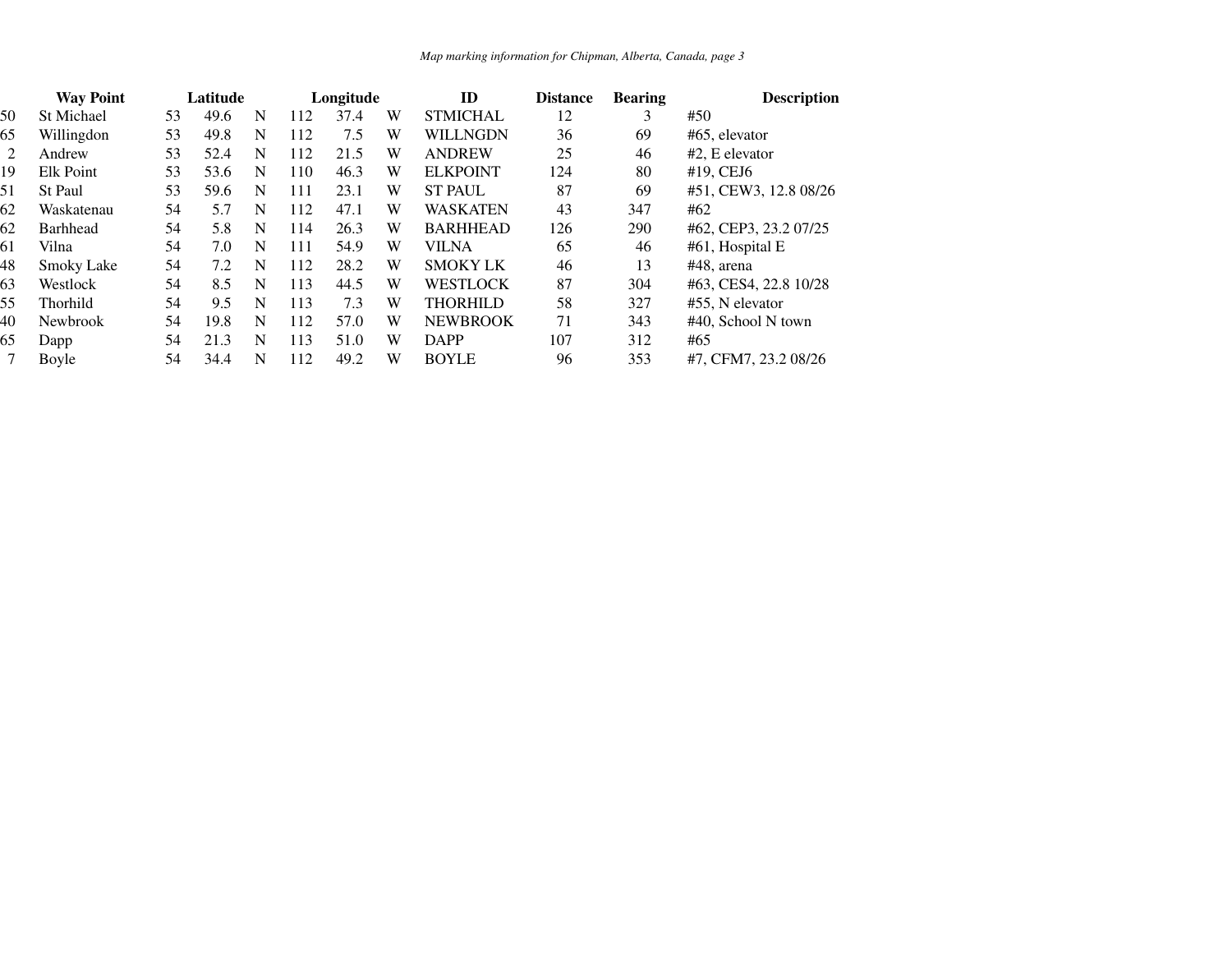| | Way Point | Latitude | | | Longitude | | | ID | Distance | Bearing | Description |
|---|---|---|---|---|---|---|---|---|---|---|---|
| 50 | St Michael | 53 | 49.6 | N | 112 | 37.4 | W | STMICHAL | 12 | 3 | #50 |
| 65 | Willingdon | 53 | 49.8 | N | 112 | 7.5 | W | WILLNGDN | 36 | 69 | #65, elevator |
| 2 | Andrew | 53 | 52.4 | N | 112 | 21.5 | W | ANDREW | 25 | 46 | #2, E elevator |
| 19 | Elk Point | 53 | 53.6 | N | 110 | 46.3 | W | ELKPOINT | 124 | 80 | #19, CEJ6 |
| 51 | St Paul | 53 | 59.6 | N | 111 | 23.1 | W | ST PAUL | 87 | 69 | #51, CEW3, 12.8 08/26 |
| 62 | Waskatenau | 54 | 5.7 | N | 112 | 47.1 | W | WASKATEN | 43 | 347 | #62 |
| 62 | Barhhead | 54 | 5.8 | N | 114 | 26.3 | W | BARHHEAD | 126 | 290 | #62, CEP3, 23.2 07/25 |
| 61 | Vilna | 54 | 7.0 | N | 111 | 54.9 | W | VILNA | 65 | 46 | #61, Hospital E |
| 48 | Smoky Lake | 54 | 7.2 | N | 112 | 28.2 | W | SMOKY LK | 46 | 13 | #48, arena |
| 63 | Westlock | 54 | 8.5 | N | 113 | 44.5 | W | WESTLOCK | 87 | 304 | #63, CES4, 22.8 10/28 |
| 55 | Thorhild | 54 | 9.5 | N | 113 | 7.3 | W | THORHILD | 58 | 327 | #55, N elevator |
| 40 | Newbrook | 54 | 19.8 | N | 112 | 57.0 | W | NEWBROOK | 71 | 343 | #40, School N town |
| 65 | Dapp | 54 | 21.3 | N | 113 | 51.0 | W | DAPP | 107 | 312 | #65 |
| 7 | Boyle | 54 | 34.4 | N | 112 | 49.2 | W | BOYLE | 96 | 353 | #7, CFM7, 23.2 08/26 |